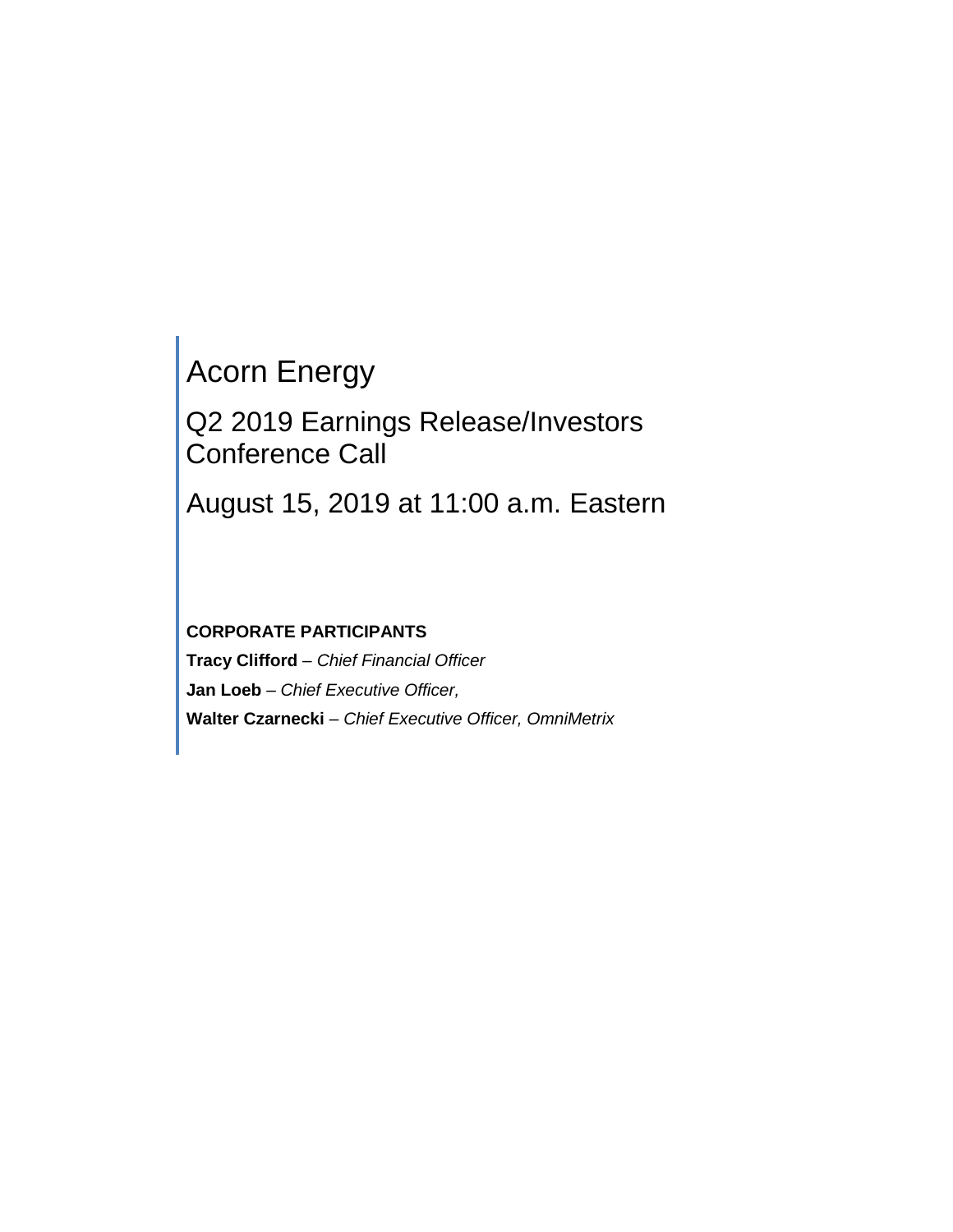# Acorn Energy

## Q2 2019 Earnings Release/Investors Conference Call

## August 15, 2019 at 11:00 a.m. Eastern

**CORPORATE PARTICIPANTS**

**Tracy Clifford** – *Chief Financial Officer*

**Jan Loeb** – *Chief Executive Officer,*

**Walter Czarnecki** – *Chief Executive Officer, OmniMetrix*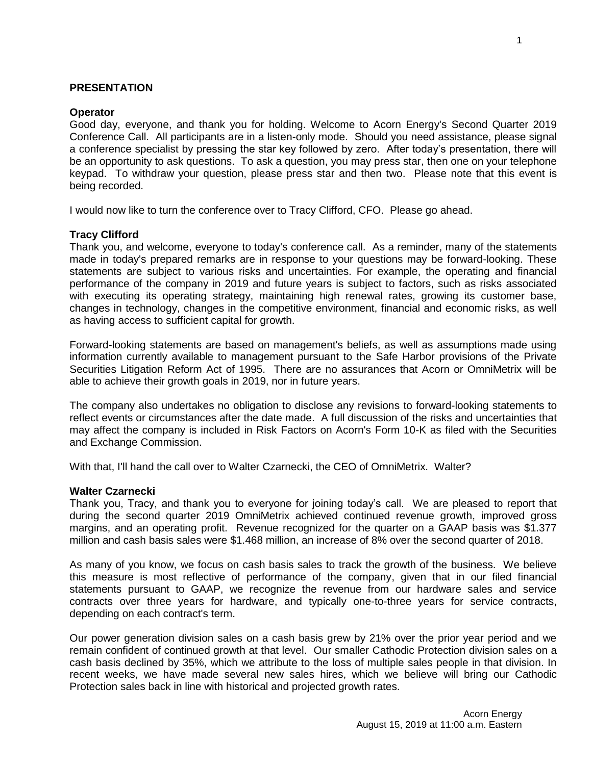## PRESENTATION

**Operator**

Good day, everyone, and thank you for holding. Welcome to Acorn Energy's Second Quarter 2019 Conference Call. All participants are in a listen-only mode. Should you need assistance, please signal a conference specialist by pressing the star key followed by zero. After today's presentation, there will be an opportunity to ask questions. To ask a question, you may press star, then one on your telephone keypad. To withdraw your question, please press star and then two. Please note that this event is being recorded.

I would now like to turn the conference over to Tracy Clifford, CFO. Please go ahead.

**Tracy Clifford**

Thank you, and welcome, everyone to today's conference call. As a reminder, many of the statements made in today's prepared remarks are in response to your questions may be forward-looking. These statements are subject to various risks and uncertainties. For example, the operating and financial performance of the company in 2019 and future years is subject to factors, such as risks associated with executing its operating strategy, maintaining high renewal rates, growing its customer base, changes in technology, changes in the competitive environment, financial and economic risks, as well as having access to sufficient capital for growth.

Forward-looking statements are based on management's beliefs, as well as assumptions made using information currently available to management pursuant to the Safe Harbor provisions of the Private Securities Litigation Reform Act of 1995. There are no assurances that Acorn or OmniMetrix will be able to achieve their growth goals in 2019, nor in future years.

The company also undertakes no obligation to disclose any revisions to forward-looking statements to reflect events or circumstances after the date made. A full discussion of the risks and uncertainties that may affect the company is included in Risk Factors on Acorn's Form 10-K as filed with the Securities and Exchange Commission.

With that, I'll hand the call over to Walter Czarnecki, the CEO of OmniMetrix. Walter?

**Walter Czarnecki**

Thank you, Tracy, and thank you to everyone for joining today's call. We are pleased to report that during the second quarter 2019 OmniMetrix achieved continued revenue growth, improved gross margins, and an operating profit. Revenue recognized for the quarter on a GAAP basis was $1.377 million and cash basis sales were $1.468 million, an increase of 8% over the second quarter of 2018.

As many of you know, we focus on cash basis sales to track the growth of the business. We believe this measure is most reflective of performance of the company, given that in our filed financial statements pursuant to GAAP, we recognize the revenue from our hardware sales and service contracts over three years for hardware, and typically one-to-three years for service contracts, depending on each contract's term.

Our power generation division sales on a cash basis grew by 21% over the prior year period and we remain confident of continued growth at that level. Our smaller Cathodic Protection division sales on a cash basis declined by 35%, which we attribute to the loss of multiple sales people in that division. In recent weeks, we have made several new sales hires, which we believe will bring our Cathodic Protection sales back in line with historical and projected growth rates.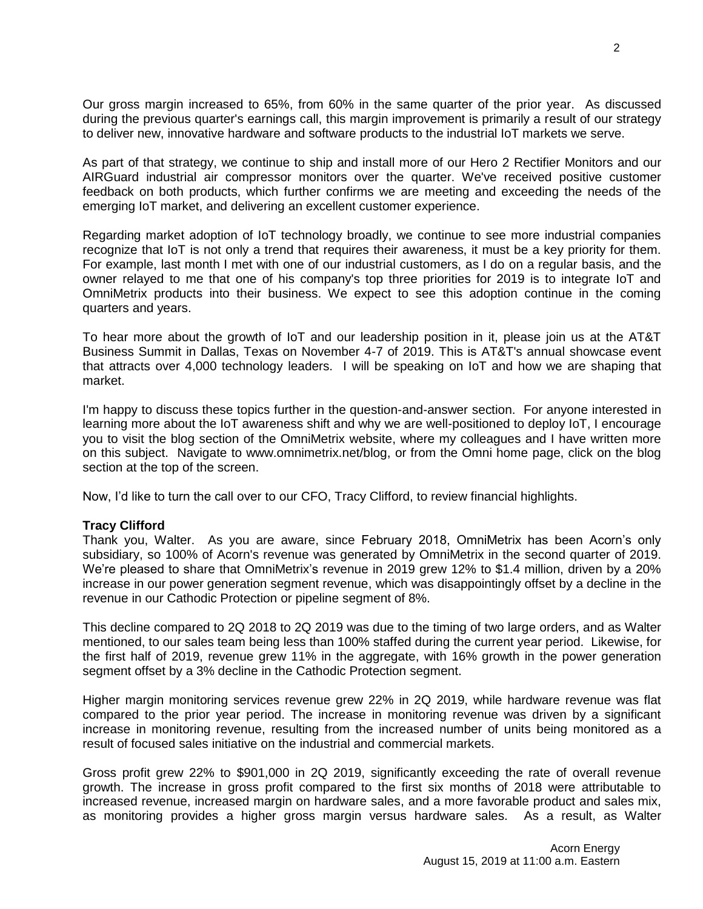Our gross margin increased to 65%, from 60% in the same quarter of the prior year. As discussed during the previous quarter's earnings call, this margin improvement is primarily a result of our strategy to deliver new, innovative hardware and software products to the industrial IoT markets we serve.

As part of that strategy, we continue to ship and install more of our Hero 2 Rectifier Monitors and our AIRGuard industrial air compressor monitors over the quarter. We've received positive customer feedback on both products, which further confirms we are meeting and exceeding the needs of the emerging IoT market, and delivering an excellent customer experience.

Regarding market adoption of IoT technology broadly, we continue to see more industrial companies recognize that IoT is not only a trend that requires their awareness, it must be a key priority for them. For example, last month I met with one of our industrial customers, as I do on a regular basis, and the owner relayed to me that one of his company's top three priorities for 2019 is to integrate IoT and OmniMetrix products into their business. We expect to see this adoption continue in the coming quarters and years.

To hear more about the growth of IoT and our leadership position in it, please join us at the AT&T Business Summit in Dallas, Texas on November 4-7 of 2019. This is AT&T's annual showcase event that attracts over 4,000 technology leaders. I will be speaking on IoT and how we are shaping that market.

I'm happy to discuss these topics further in the question-and-answer section. For anyone interested in learning more about the IoT awareness shift and why we are well-positioned to deploy IoT, I encourage you to visit the blog section of the OmniMetrix website, where my colleagues and I have written more on this subject. Navigate to www.omnimetrix.net/blog, or from the Omni home page, click on the blog section at the top of the screen.

Now, I'd like to turn the call over to our CFO, Tracy Clifford, to review financial highlights.

**Tracy Clifford**
Thank you, Walter. As you are aware, since February 2018, OmniMetrix has been Acorn's only subsidiary, so 100% of Acorn's revenue was generated by OmniMetrix in the second quarter of 2019. We're pleased to share that OmniMetrix's revenue in 2019 grew 12% to $1.4 million, driven by a 20% increase in our power generation segment revenue, which was disappointingly offset by a decline in the revenue in our Cathodic Protection or pipeline segment of 8%.

This decline compared to 2Q 2018 to 2Q 2019 was due to the timing of two large orders, and as Walter mentioned, to our sales team being less than 100% staffed during the current year period. Likewise, for the first half of 2019, revenue grew 11% in the aggregate, with 16% growth in the power generation segment offset by a 3% decline in the Cathodic Protection segment.

Higher margin monitoring services revenue grew 22% in 2Q 2019, while hardware revenue was flat compared to the prior year period. The increase in monitoring revenue was driven by a significant increase in monitoring revenue, resulting from the increased number of units being monitored as a result of focused sales initiative on the industrial and commercial markets.

Gross profit grew 22% to $901,000 in 2Q 2019, significantly exceeding the rate of overall revenue growth. The increase in gross profit compared to the first six months of 2018 were attributable to increased revenue, increased margin on hardware sales, and a more favorable product and sales mix, as monitoring provides a higher gross margin versus hardware sales. As a result, as Walter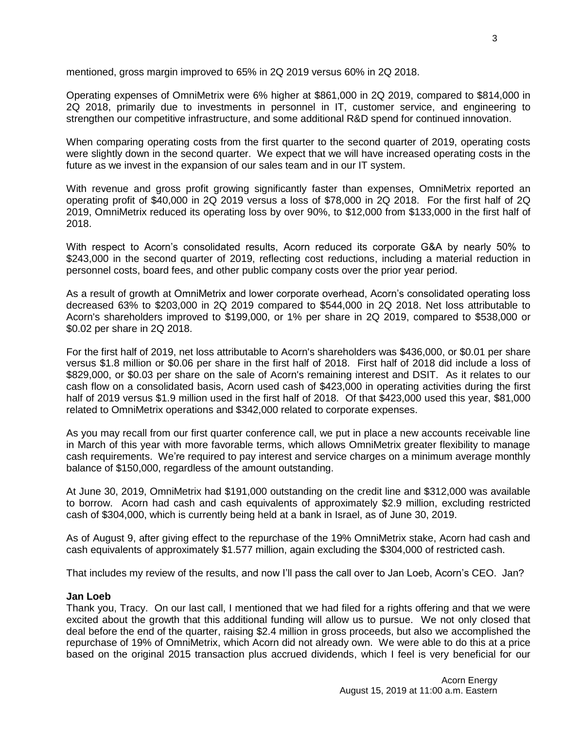mentioned, gross margin improved to 65% in 2Q 2019 versus 60% in 2Q 2018.

Operating expenses of OmniMetrix were 6% higher at $861,000 in 2Q 2019, compared to $814,000 in 2Q 2018, primarily due to investments in personnel in IT, customer service, and engineering to strengthen our competitive infrastructure, and some additional R&D spend for continued innovation.

When comparing operating costs from the first quarter to the second quarter of 2019, operating costs were slightly down in the second quarter. We expect that we will have increased operating costs in the future as we invest in the expansion of our sales team and in our IT system.

With revenue and gross profit growing significantly faster than expenses, OmniMetrix reported an operating profit of $40,000 in 2Q 2019 versus a loss of $78,000 in 2Q 2018. For the first half of 2Q 2019, OmniMetrix reduced its operating loss by over 90%, to $12,000 from $133,000 in the first half of 2018.

With respect to Acorn's consolidated results, Acorn reduced its corporate G&A by nearly 50% to $243,000 in the second quarter of 2019, reflecting cost reductions, including a material reduction in personnel costs, board fees, and other public company costs over the prior year period.

As a result of growth at OmniMetrix and lower corporate overhead, Acorn's consolidated operating loss decreased 63% to $203,000 in 2Q 2019 compared to $544,000 in 2Q 2018. Net loss attributable to Acorn's shareholders improved to $199,000, or 1% per share in 2Q 2019, compared to $538,000 or $0.02 per share in 2Q 2018.

For the first half of 2019, net loss attributable to Acorn's shareholders was $436,000, or $0.01 per share versus $1.8 million or $0.06 per share in the first half of 2018. First half of 2018 did include a loss of $829,000, or $0.03 per share on the sale of Acorn's remaining interest and DSIT. As it relates to our cash flow on a consolidated basis, Acorn used cash of $423,000 in operating activities during the first half of 2019 versus $1.9 million used in the first half of 2018. Of that $423,000 used this year, $81,000 related to OmniMetrix operations and $342,000 related to corporate expenses.

As you may recall from our first quarter conference call, we put in place a new accounts receivable line in March of this year with more favorable terms, which allows OmniMetrix greater flexibility to manage cash requirements. We're required to pay interest and service charges on a minimum average monthly balance of $150,000, regardless of the amount outstanding.

At June 30, 2019, OmniMetrix had $191,000 outstanding on the credit line and $312,000 was available to borrow. Acorn had cash and cash equivalents of approximately $2.9 million, excluding restricted cash of $304,000, which is currently being held at a bank in Israel, as of June 30, 2019.

As of August 9, after giving effect to the repurchase of the 19% OmniMetrix stake, Acorn had cash and cash equivalents of approximately $1.577 million, again excluding the $304,000 of restricted cash.

That includes my review of the results, and now I'll pass the call over to Jan Loeb, Acorn's CEO. Jan?

**Jan Loeb**

Thank you, Tracy. On our last call, I mentioned that we had filed for a rights offering and that we were excited about the growth that this additional funding will allow us to pursue. We not only closed that deal before the end of the quarter, raising $2.4 million in gross proceeds, but also we accomplished the repurchase of 19% of OmniMetrix, which Acorn did not already own. We were able to do this at a price based on the original 2015 transaction plus accrued dividends, which I feel is very beneficial for our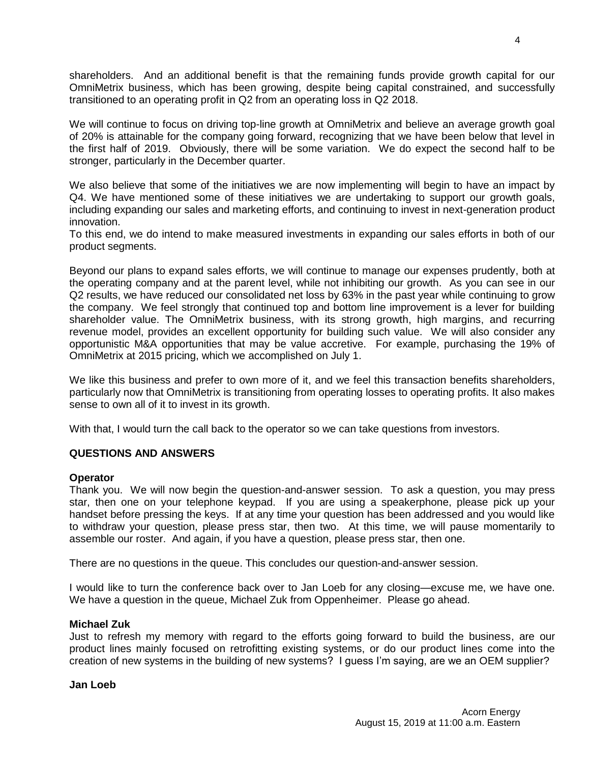shareholders. And an additional benefit is that the remaining funds provide growth capital for our OmniMetrix business, which has been growing, despite being capital constrained, and successfully transitioned to an operating profit in Q2 from an operating loss in Q2 2018.

We will continue to focus on driving top-line growth at OmniMetrix and believe an average growth goal of 20% is attainable for the company going forward, recognizing that we have been below that level in the first half of 2019. Obviously, there will be some variation. We do expect the second half to be stronger, particularly in the December quarter.

We also believe that some of the initiatives we are now implementing will begin to have an impact by Q4. We have mentioned some of these initiatives we are undertaking to support our growth goals, including expanding our sales and marketing efforts, and continuing to invest in next-generation product innovation.

To this end, we do intend to make measured investments in expanding our sales efforts in both of our product segments.

Beyond our plans to expand sales efforts, we will continue to manage our expenses prudently, both at the operating company and at the parent level, while not inhibiting our growth. As you can see in our Q2 results, we have reduced our consolidated net loss by 63% in the past year while continuing to grow the company. We feel strongly that continued top and bottom line improvement is a lever for building shareholder value. The OmniMetrix business, with its strong growth, high margins, and recurring revenue model, provides an excellent opportunity for building such value. We will also consider any opportunistic M&A opportunities that may be value accretive. For example, purchasing the 19% of OmniMetrix at 2015 pricing, which we accomplished on July 1.

We like this business and prefer to own more of it, and we feel this transaction benefits shareholders, particularly now that OmniMetrix is transitioning from operating losses to operating profits. It also makes sense to own all of it to invest in its growth.

With that, I would turn the call back to the operator so we can take questions from investors.

## QUESTIONS AND ANSWERS

**Operator**
Thank you. We will now begin the question-and-answer session. To ask a question, you may press star, then one on your telephone keypad. If you are using a speakerphone, please pick up your handset before pressing the keys. If at any time your question has been addressed and you would like to withdraw your question, please press star, then two. At this time, we will pause momentarily to assemble our roster. And again, if you have a question, please press star, then one.

There are no questions in the queue. This concludes our question-and-answer session.

I would like to turn the conference back over to Jan Loeb for any closing—excuse me, we have one. We have a question in the queue, Michael Zuk from Oppenheimer. Please go ahead.

**Michael Zuk**
Just to refresh my memory with regard to the efforts going forward to build the business, are our product lines mainly focused on retrofitting existing systems, or do our product lines come into the creation of new systems in the building of new systems? I guess I'm saying, are we an OEM supplier?

**Jan Loeb**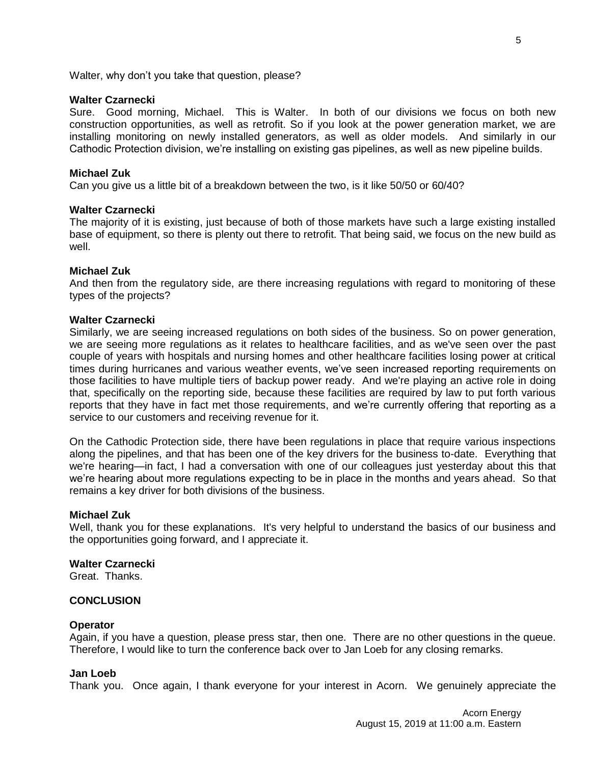Walter, why don't you take that question, please?

**Walter Czarnecki**
Sure. Good morning, Michael. This is Walter. In both of our divisions we focus on both new construction opportunities, as well as retrofit. So if you look at the power generation market, we are installing monitoring on newly installed generators, as well as older models. And similarly in our Cathodic Protection division, we're installing on existing gas pipelines, as well as new pipeline builds.

**Michael Zuk**
Can you give us a little bit of a breakdown between the two, is it like 50/50 or 60/40?

**Walter Czarnecki**
The majority of it is existing, just because of both of those markets have such a large existing installed base of equipment, so there is plenty out there to retrofit. That being said, we focus on the new build as well.

**Michael Zuk**
And then from the regulatory side, are there increasing regulations with regard to monitoring of these types of the projects?

**Walter Czarnecki**
Similarly, we are seeing increased regulations on both sides of the business. So on power generation, we are seeing more regulations as it relates to healthcare facilities, and as we've seen over the past couple of years with hospitals and nursing homes and other healthcare facilities losing power at critical times during hurricanes and various weather events, we've seen increased reporting requirements on those facilities to have multiple tiers of backup power ready. And we're playing an active role in doing that, specifically on the reporting side, because these facilities are required by law to put forth various reports that they have in fact met those requirements, and we're currently offering that reporting as a service to our customers and receiving revenue for it.

On the Cathodic Protection side, there have been regulations in place that require various inspections along the pipelines, and that has been one of the key drivers for the business to-date. Everything that we're hearing—in fact, I had a conversation with one of our colleagues just yesterday about this that we're hearing about more regulations expecting to be in place in the months and years ahead. So that remains a key driver for both divisions of the business.

**Michael Zuk**
Well, thank you for these explanations. It's very helpful to understand the basics of our business and the opportunities going forward, and I appreciate it.

**Walter Czarnecki**
Great. Thanks.

**CONCLUSION**

**Operator**
Again, if you have a question, please press star, then one. There are no other questions in the queue. Therefore, I would like to turn the conference back over to Jan Loeb for any closing remarks.

**Jan Loeb**
Thank you. Once again, I thank everyone for your interest in Acorn. We genuinely appreciate the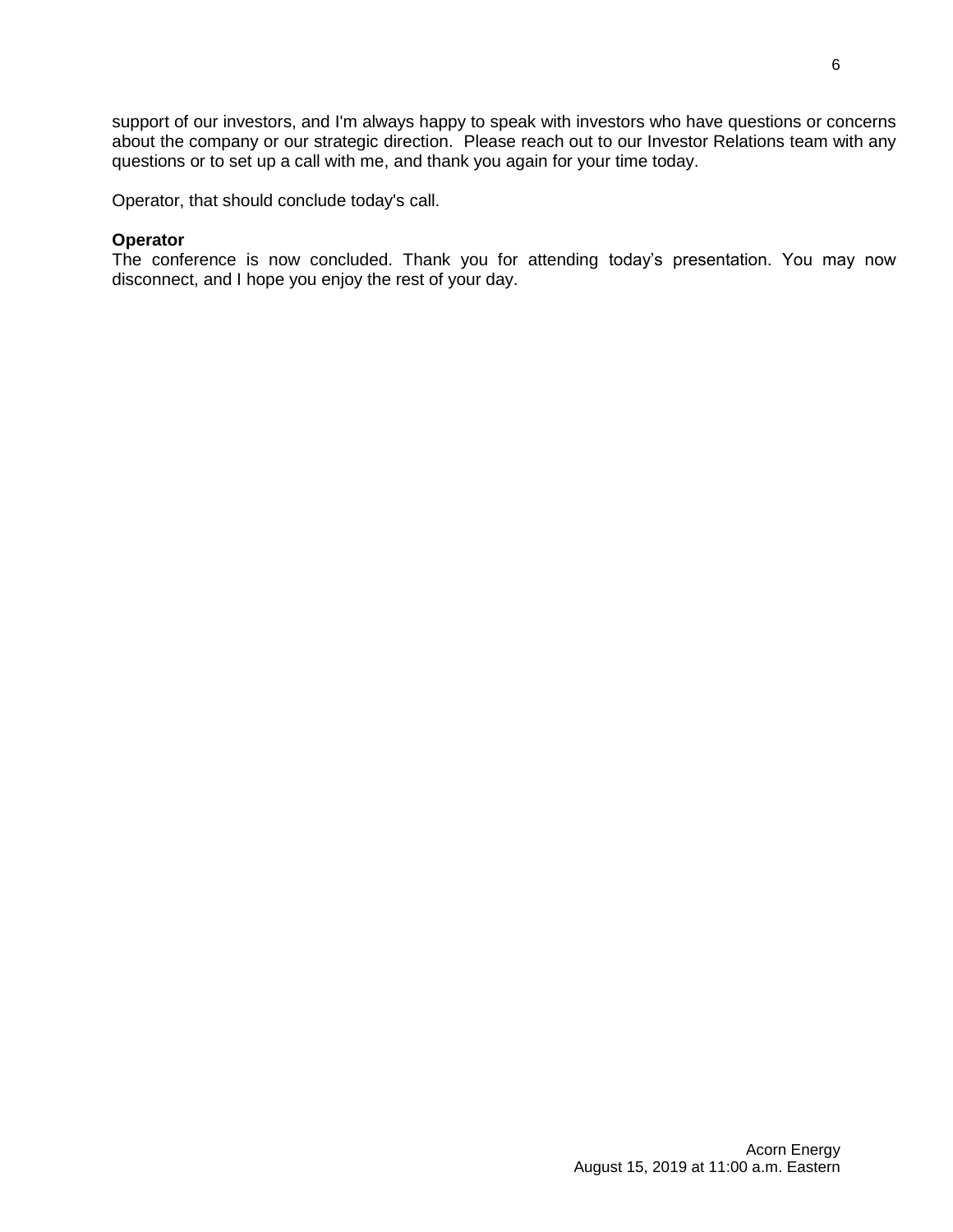support of our investors, and I'm always happy to speak with investors who have questions or concerns about the company or our strategic direction. Please reach out to our Investor Relations team with any questions or to set up a call with me, and thank you again for your time today.

Operator, that should conclude today's call.

**Operator**
The conference is now concluded. Thank you for attending today's presentation. You may now disconnect, and I hope you enjoy the rest of your day.